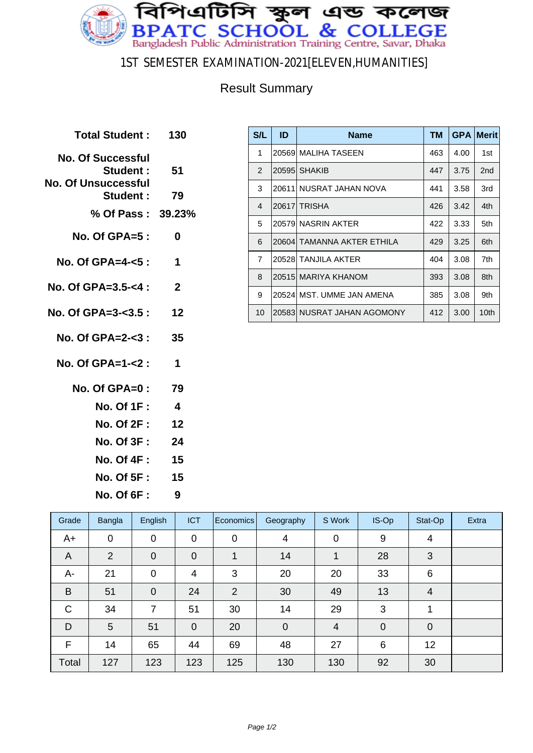# বিপিএটিসি স্কুল এন্ড কলেজ
# BPATC SCHOOL & COLLEGE

Bangladesh Public Administration Training Centre, Savar, Dhaka

## 1ST SEMESTER EXAMINATION-2021[ELEVEN,HUMANITIES]

### Result Summary

| | |
|---|---|
| **Total Student :** | **130** |
| **No. Of Successful Student :** | **51** |
| **No. Of Unsuccessful Student :** | **79** |
| **% Of Pass :** | **39.23%** |
| **No. Of GPA=5 :** | **0** |
| **No. Of GPA=4-<5 :** | **1** |
| **No. Of GPA=3.5-<4 :** | **2** |
| **No. Of GPA=3-<3.5 :** | **12** |
| **No. Of GPA=2-<3 :** | **35** |
| **No. Of GPA=1-<2 :** | **1** |
| **No. Of GPA=0 :** | **79** |
| **No. Of 1F :** | **4** |
| **No. Of 2F :** | **12** |
| **No. Of 3F :** | **24** |
| **No. Of 4F :** | **15** |
| **No. Of 5F :** | **15** |
| **No. Of 6F :** | **9** |

| S/L | ID | Name | TM | GPA | Merit |
|---|---|---|---|---|---|
| 1 | 20569 | MALIHA TASEEN | 463 | 4.00 | 1st |
| 2 | 20595 | SHAKIB | 447 | 3.75 | 2nd |
| 3 | 20611 | NUSRAT JAHAN NOVA | 441 | 3.58 | 3rd |
| 4 | 20617 | TRISHA | 426 | 3.42 | 4th |
| 5 | 20579 | NASRIN AKTER | 422 | 3.33 | 5th |
| 6 | 20604 | TAMANNA AKTER ETHILA | 429 | 3.25 | 6th |
| 7 | 20528 | TANJILA AKTER | 404 | 3.08 | 7th |
| 8 | 20515 | MARIYA KHANOM | 393 | 3.08 | 8th |
| 9 | 20524 | MST. UMME JAN AMENA | 385 | 3.08 | 9th |
| 10 | 20583 | NUSRAT JAHAN AGOMONY | 412 | 3.00 | 10th |

| Grade | Bangla | English | ICT | Economics | Geography | S Work | IS-Op | Stat-Op | Extra |
|---|---|---|---|---|---|---|---|---|---|
| A+ | 0 | 0 | 0 | 0 | 4 | 0 | 9 | 4 | |
| A | 2 | 0 | 0 | 1 | 14 | 1 | 28 | 3 | |
| A- | 21 | 0 | 4 | 3 | 20 | 20 | 33 | 6 | |
| B | 51 | 0 | 24 | 2 | 30 | 49 | 13 | 4 | |
| C | 34 | 7 | 51 | 30 | 14 | 29 | 3 | 1 | |
| D | 5 | 51 | 0 | 20 | 0 | 4 | 0 | 0 | |
| F | 14 | 65 | 44 | 69 | 48 | 27 | 6 | 12 | |
| Total | 127 | 123 | 123 | 125 | 130 | 130 | 92 | 30 | |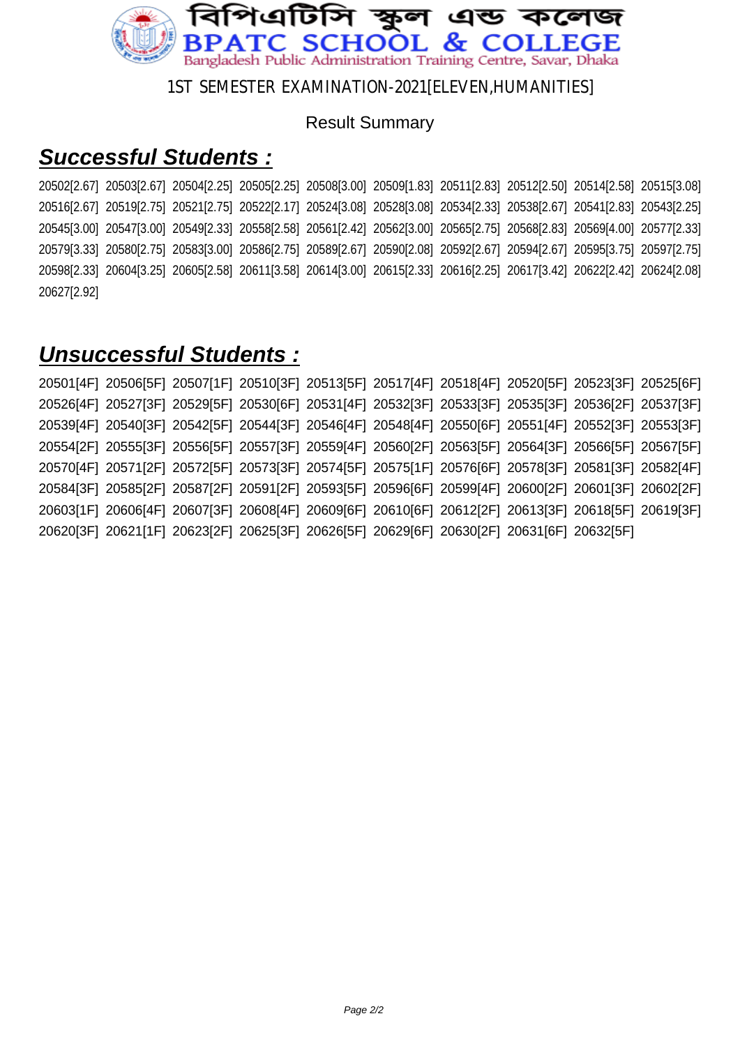বিপিএটিসি স্কুল এন্ড কলেজ

BPATC SCHOOL & COLLEGE

Bangladesh Public Administration Training Centre, Savar, Dhaka

1ST SEMESTER EXAMINATION-2021[ELEVEN,HUMANITIES]

Result Summary

## ***Successful Students :***

20502[2.67] 20503[2.67] 20504[2.25] 20505[2.25] 20508[3.00] 20509[1.83] 20511[2.83] 20512[2.50] 20514[2.58] 20515[3.08] 20516[2.67] 20519[2.75] 20521[2.75] 20522[2.17] 20524[3.08] 20528[3.08] 20534[2.33] 20538[2.67] 20541[2.83] 20543[2.25] 20545[3.00] 20547[3.00] 20549[2.33] 20558[2.58] 20561[2.42] 20562[3.00] 20565[2.75] 20568[2.83] 20569[4.00] 20577[2.33] 20579[3.33] 20580[2.75] 20583[3.00] 20586[2.75] 20589[2.67] 20590[2.08] 20592[2.67] 20594[2.67] 20595[3.75] 20597[2.75] 20598[2.33] 20604[3.25] 20605[2.58] 20611[3.58] 20614[3.00] 20615[2.33] 20616[2.25] 20617[3.42] 20622[2.42] 20624[2.08] 20627[2.92]

## ***Unsuccessful Students :***

20501[4F] 20506[5F] 20507[1F] 20510[3F] 20513[5F] 20517[4F] 20518[4F] 20520[5F] 20523[3F] 20525[6F] 20526[4F] 20527[3F] 20529[5F] 20530[6F] 20531[4F] 20532[3F] 20533[3F] 20535[3F] 20536[2F] 20537[3F] 20539[4F] 20540[3F] 20542[5F] 20544[3F] 20546[4F] 20548[4F] 20550[6F] 20551[4F] 20552[3F] 20553[3F] 20554[2F] 20555[3F] 20556[5F] 20557[3F] 20559[4F] 20560[2F] 20563[5F] 20564[3F] 20566[5F] 20567[5F] 20570[4F] 20571[2F] 20572[5F] 20573[3F] 20574[5F] 20575[1F] 20576[6F] 20578[3F] 20581[3F] 20582[4F] 20584[3F] 20585[2F] 20587[2F] 20591[2F] 20593[5F] 20596[6F] 20599[4F] 20600[2F] 20601[3F] 20602[2F] 20603[1F] 20606[4F] 20607[3F] 20608[4F] 20609[6F] 20610[6F] 20612[2F] 20613[3F] 20618[5F] 20619[3F] 20620[3F] 20621[1F] 20623[2F] 20625[3F] 20626[5F] 20629[6F] 20630[2F] 20631[6F] 20632[5F]